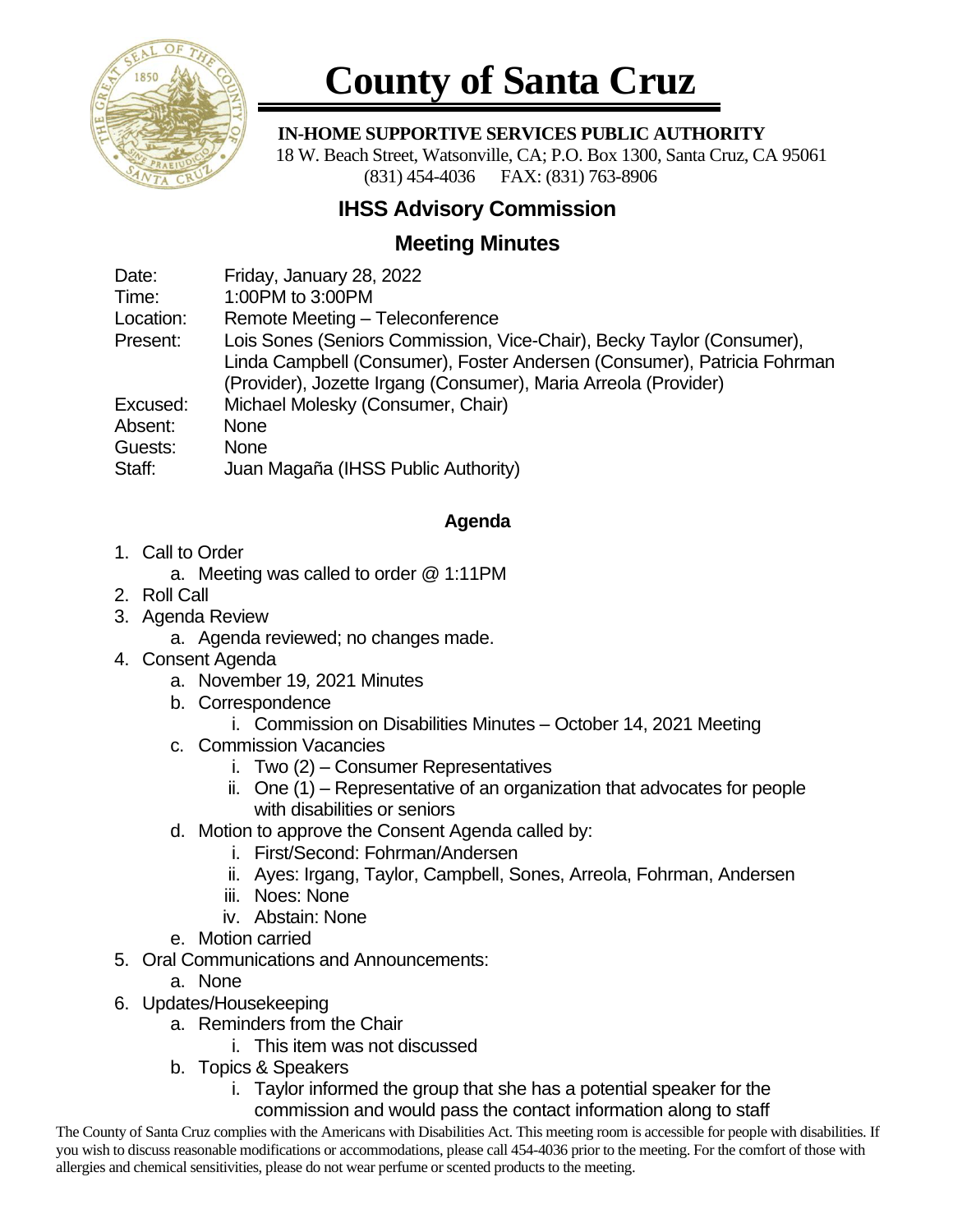# County of Santa Cruz

**IN-HOME SUPPORTIVE SERVICES PUBLIC AUTHORITY**
18 W. Beach Street, Watsonville, CA; P.O. Box 1300, Santa Cruz, CA 95061
(831) 454-4036 FAX: (831) 763-8906

## IHSS Advisory Commission

## Meeting Minutes

| | |
|---|---|
| Date: | Friday, January 28, 2022 |
| Time: | 1:00PM to 3:00PM |
| Location: | Remote Meeting – Teleconference |
| Present: | Lois Sones (Seniors Commission, Vice-Chair), Becky Taylor (Consumer), Linda Campbell (Consumer), Foster Andersen (Consumer), Patricia Fohrman (Provider), Jozette Irgang (Consumer), Maria Arreola (Provider) |
| Excused: | Michael Molesky (Consumer, Chair) |
| Absent: | None |
| Guests: | None |
| Staff: | Juan Magaña (IHSS Public Authority) |

### Agenda

1. Call to Order
   a. Meeting was called to order @ 1:11PM
2. Roll Call
3. Agenda Review
   a. Agenda reviewed; no changes made.
4. Consent Agenda
   a. November 19, 2021 Minutes
   b. Correspondence
      i. Commission on Disabilities Minutes – October 14, 2021 Meeting
   c. Commission Vacancies
      i. Two (2) – Consumer Representatives
      ii. One (1) – Representative of an organization that advocates for people with disabilities or seniors
   d. Motion to approve the Consent Agenda called by:
      i. First/Second: Fohrman/Andersen
      ii. Ayes: Irgang, Taylor, Campbell, Sones, Arreola, Fohrman, Andersen
      iii. Noes: None
      iv. Abstain: None
   e. Motion carried
5. Oral Communications and Announcements:
   a. None
6. Updates/Housekeeping
   a. Reminders from the Chair
      i. This item was not discussed
   b. Topics & Speakers
      i. Taylor informed the group that she has a potential speaker for the commission and would pass the contact information along to staff

The County of Santa Cruz complies with the Americans with Disabilities Act. This meeting room is accessible for people with disabilities. If you wish to discuss reasonable modifications or accommodations, please call 454-4036 prior to the meeting. For the comfort of those with allergies and chemical sensitivities, please do not wear perfume or scented products to the meeting.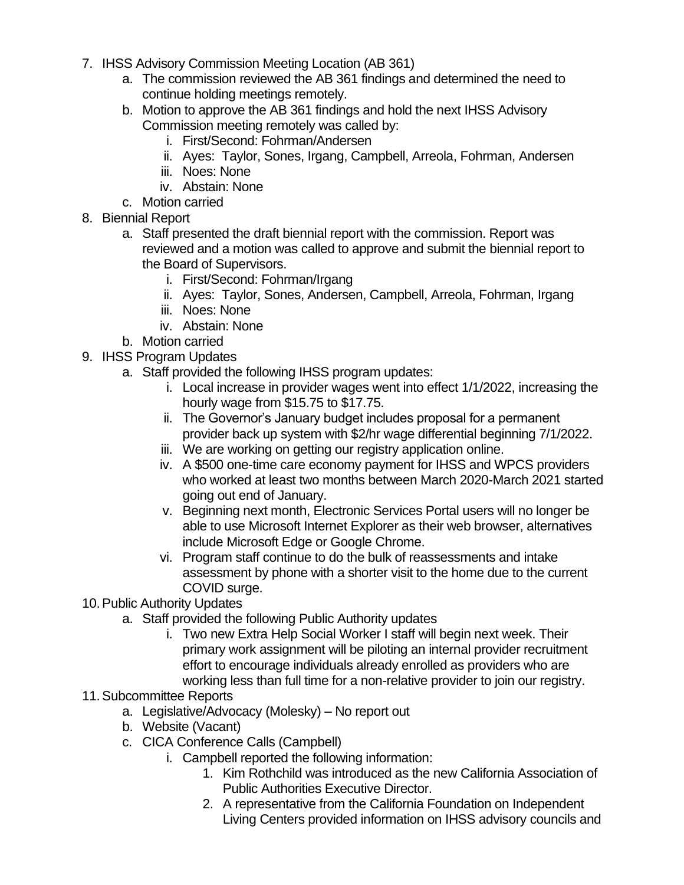7. IHSS Advisory Commission Meeting Location (AB 361)
    a. The commission reviewed the AB 361 findings and determined the need to continue holding meetings remotely.
    b. Motion to approve the AB 361 findings and hold the next IHSS Advisory Commission meeting remotely was called by:
        i. First/Second: Fohrman/Andersen
        ii. Ayes: Taylor, Sones, Irgang, Campbell, Arreola, Fohrman, Andersen
        iii. Noes: None
        iv. Abstain: None
    c. Motion carried
8. Biennial Report
    a. Staff presented the draft biennial report with the commission. Report was reviewed and a motion was called to approve and submit the biennial report to the Board of Supervisors.
        i. First/Second: Fohrman/Irgang
        ii. Ayes: Taylor, Sones, Andersen, Campbell, Arreola, Fohrman, Irgang
        iii. Noes: None
        iv. Abstain: None
    b. Motion carried
9. IHSS Program Updates
    a. Staff provided the following IHSS program updates:
        i. Local increase in provider wages went into effect 1/1/2022, increasing the hourly wage from $15.75 to $17.75.
        ii. The Governor's January budget includes proposal for a permanent provider back up system with $2/hr wage differential beginning 7/1/2022.
        iii. We are working on getting our registry application online.
        iv. A $500 one-time care economy payment for IHSS and WPCS providers who worked at least two months between March 2020-March 2021 started going out end of January.
        v. Beginning next month, Electronic Services Portal users will no longer be able to use Microsoft Internet Explorer as their web browser, alternatives include Microsoft Edge or Google Chrome.
        vi. Program staff continue to do the bulk of reassessments and intake assessment by phone with a shorter visit to the home due to the current COVID surge.
10. Public Authority Updates
    a. Staff provided the following Public Authority updates
        i. Two new Extra Help Social Worker I staff will begin next week. Their primary work assignment will be piloting an internal provider recruitment effort to encourage individuals already enrolled as providers who are working less than full time for a non-relative provider to join our registry.
11. Subcommittee Reports
    a. Legislative/Advocacy (Molesky) – No report out
    b. Website (Vacant)
    c. CICA Conference Calls (Campbell)
        i. Campbell reported the following information:
            1. Kim Rothchild was introduced as the new California Association of Public Authorities Executive Director.
            2. A representative from the California Foundation on Independent Living Centers provided information on IHSS advisory councils and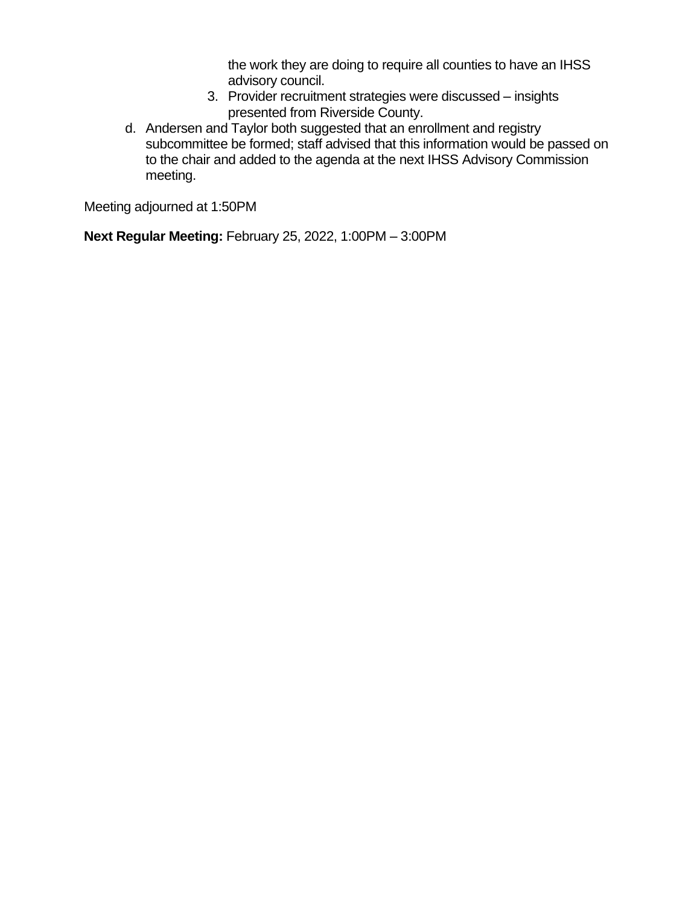the work they are doing to require all counties to have an IHSS advisory council.

3. Provider recruitment strategies were discussed – insights presented from Riverside County.

d. Andersen and Taylor both suggested that an enrollment and registry subcommittee be formed; staff advised that this information would be passed on to the chair and added to the agenda at the next IHSS Advisory Commission meeting.

Meeting adjourned at 1:50PM

**Next Regular Meeting:** February 25, 2022, 1:00PM – 3:00PM